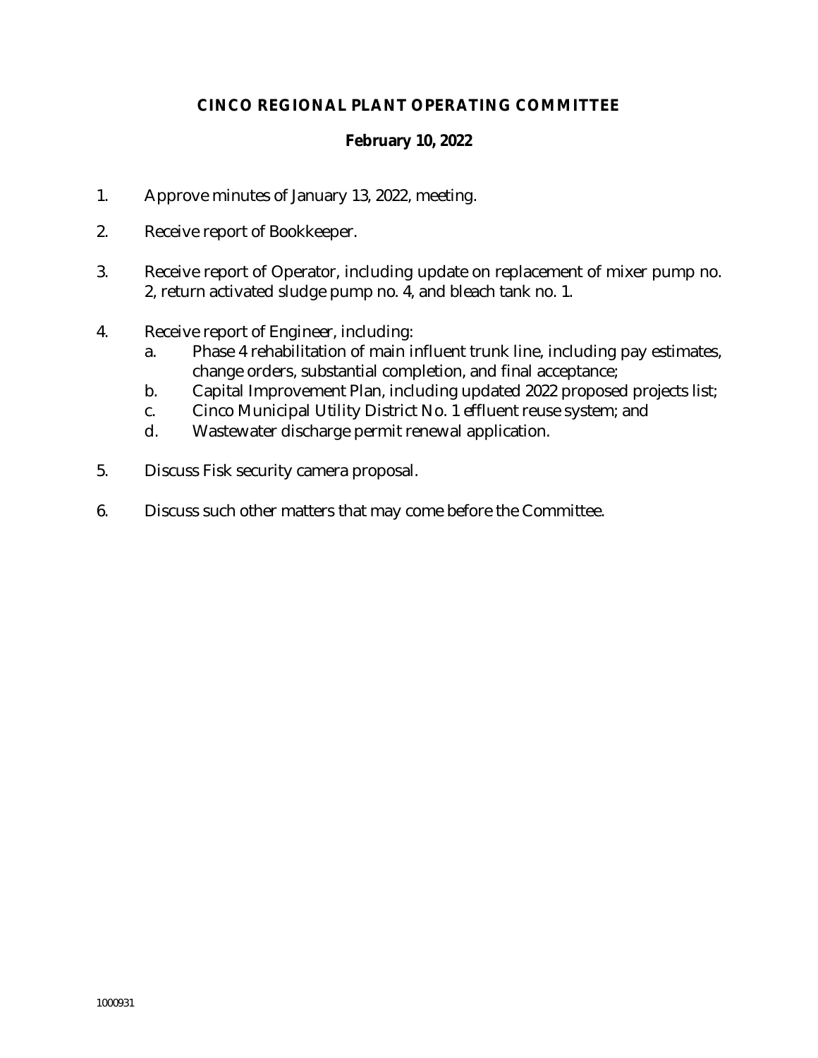**CINCO REGIONAL PLANT OPERATING COMMITTEE**

**February 10, 2022**

1. Approve minutes of January 13, 2022, meeting.

2. Receive report of Bookkeeper.

3. Receive report of Operator, including update on replacement of mixer pump no. 2, return activated sludge pump no. 4, and bleach tank no. 1.

4. Receive report of Engineer, including:
   a. Phase 4 rehabilitation of main influent trunk line, including pay estimates, change orders, substantial completion, and final acceptance;
   b. Capital Improvement Plan, including updated 2022 proposed projects list;
   c. Cinco Municipal Utility District No. 1 effluent reuse system; and
   d. Wastewater discharge permit renewal application.

5. Discuss Fisk security camera proposal.

6. Discuss such other matters that may come before the Committee.

1000931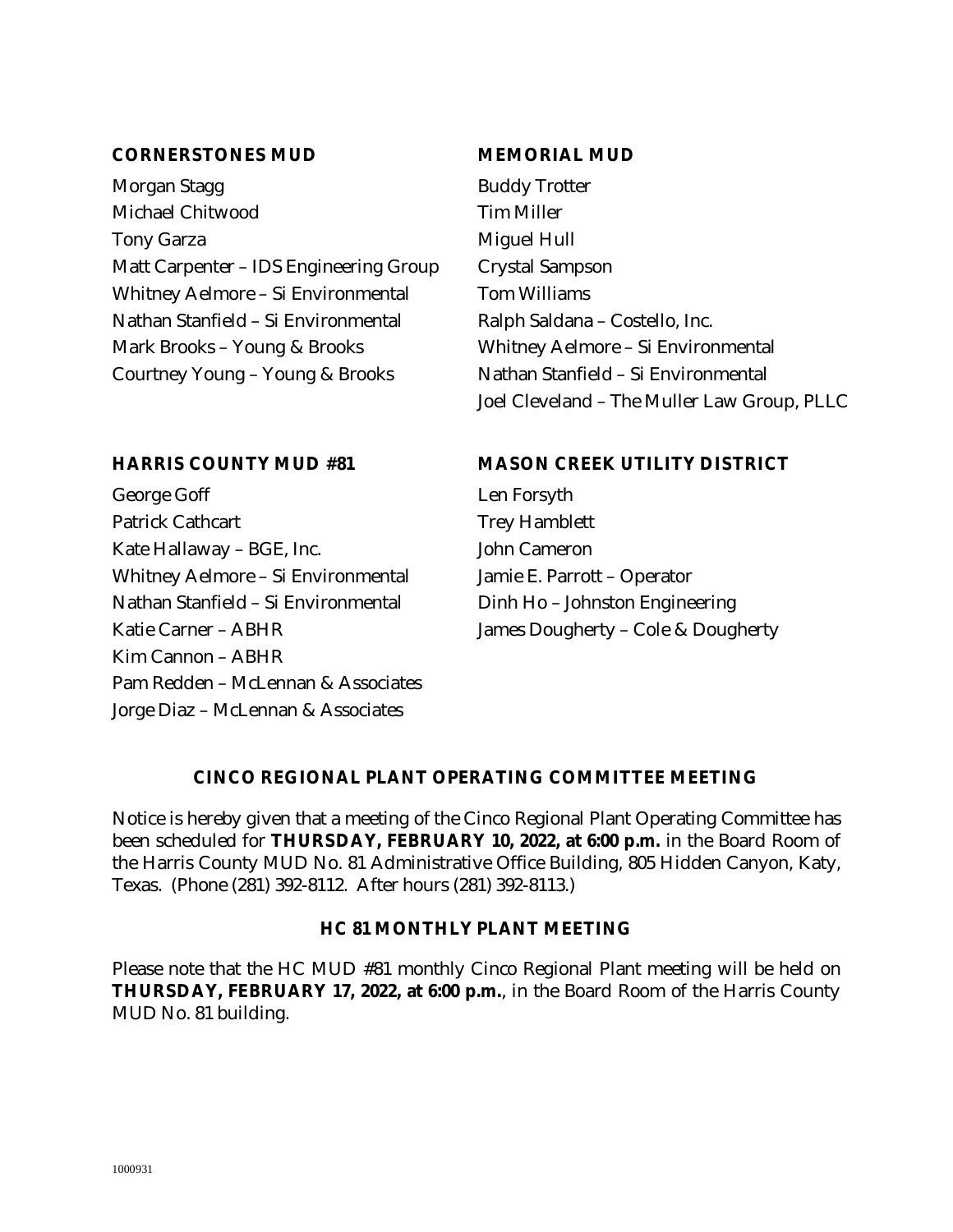**CORNERSTONES MUD**

Morgan Stagg
Michael Chitwood
Tony Garza
Matt Carpenter – IDS Engineering Group
Whitney Aelmore – Si Environmental
Nathan Stanfield – Si Environmental
Mark Brooks – Young & Brooks
Courtney Young – Young & Brooks

**MEMORIAL MUD**

Buddy Trotter
Tim Miller
Miguel Hull
Crystal Sampson
Tom Williams
Ralph Saldana – Costello, Inc.
Whitney Aelmore – Si Environmental
Nathan Stanfield – Si Environmental
Joel Cleveland – The Muller Law Group, PLLC

**HARRIS COUNTY MUD #81**

George Goff
Patrick Cathcart
Kate Hallaway – BGE, Inc.
Whitney Aelmore – Si Environmental
Nathan Stanfield – Si Environmental
Katie Carner – ABHR
Kim Cannon – ABHR
Pam Redden – McLennan & Associates
Jorge Diaz – McLennan & Associates

**MASON CREEK UTILITY DISTRICT**

Len Forsyth
Trey Hamblett
John Cameron
Jamie E. Parrott – Operator
Dinh Ho – Johnston Engineering
James Dougherty – Cole & Dougherty

**CINCO REGIONAL PLANT OPERATING COMMITTEE MEETING**

Notice is hereby given that a meeting of the Cinco Regional Plant Operating Committee has been scheduled for **THURSDAY, FEBRUARY 10, 2022, at 6:00 p.m.** in the Board Room of the Harris County MUD No. 81 Administrative Office Building, 805 Hidden Canyon, Katy, Texas. (Phone (281) 392-8112. After hours (281) 392-8113.)

**HC 81 MONTHLY PLANT MEETING**

Please note that the HC MUD #81 monthly Cinco Regional Plant meeting will be held on **THURSDAY, FEBRUARY 17, 2022, at 6:00 p.m.**, in the Board Room of the Harris County MUD No. 81 building.

1000931